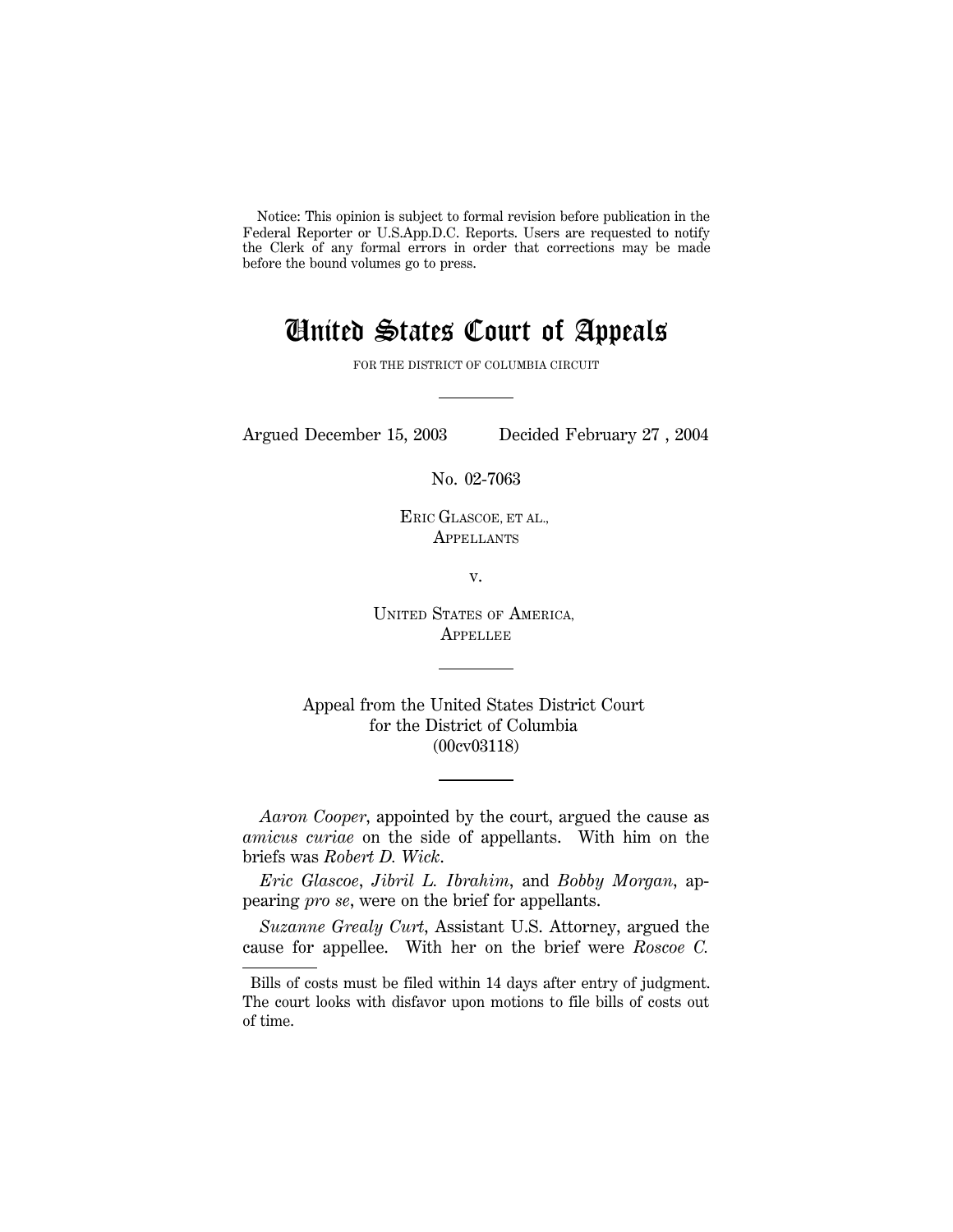Notice: This opinion is subject to formal revision before publication in the Federal Reporter or U.S.App.D.C. Reports. Users are requested to notify the Clerk of any formal errors in order that corrections may be made before the bound volumes go to press.

# United States Court of Appeals

FOR THE DISTRICT OF COLUMBIA CIRCUIT

---

Argued December 15, 2003 Decided February 27 , 2004

No. 02-7063

ERIC GLASCOE, ET AL.,
APPELLANTS

v.

UNITED STATES OF AMERICA,
APPELLEE

---

Appeal from the United States District Court
for the District of Columbia
(00cv03118)

---

*Aaron Cooper*, appointed by the court, argued the cause as *amicus curiae* on the side of appellants. With him on the briefs was *Robert D. Wick*.

*Eric Glascoe*, *Jibril L. Ibrahim*, and *Bobby Morgan*, appearing *pro se*, were on the brief for appellants.

*Suzanne Grealy Curt*, Assistant U.S. Attorney, argued the cause for appellee. With her on the brief were *Roscoe C.*

---

Bills of costs must be filed within 14 days after entry of judgment. The court looks with disfavor upon motions to file bills of costs out of time.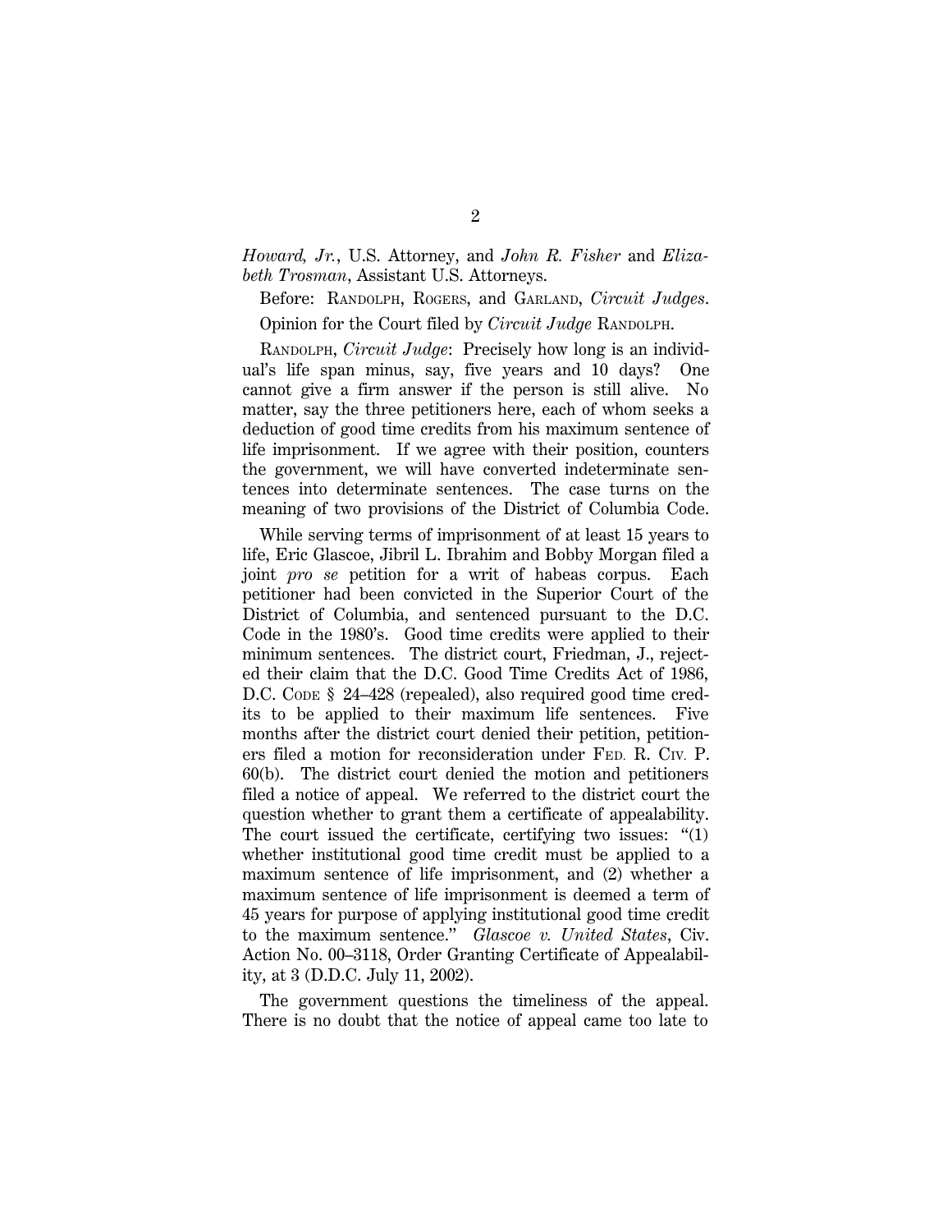*Howard, Jr.*, U.S. Attorney, and *John R. Fisher* and *Elizabeth Trosman*, Assistant U.S. Attorneys.

Before: RANDOLPH, ROGERS, and GARLAND, *Circuit Judges*.

Opinion for the Court filed by *Circuit Judge* RANDOLPH.

RANDOLPH, *Circuit Judge*: Precisely how long is an individual's life span minus, say, five years and 10 days? One cannot give a firm answer if the person is still alive. No matter, say the three petitioners here, each of whom seeks a deduction of good time credits from his maximum sentence of life imprisonment. If we agree with their position, counters the government, we will have converted indeterminate sentences into determinate sentences. The case turns on the meaning of two provisions of the District of Columbia Code.

While serving terms of imprisonment of at least 15 years to life, Eric Glascoe, Jibril L. Ibrahim and Bobby Morgan filed a joint *pro se* petition for a writ of habeas corpus. Each petitioner had been convicted in the Superior Court of the District of Columbia, and sentenced pursuant to the D.C. Code in the 1980's. Good time credits were applied to their minimum sentences. The district court, Friedman, J., rejected their claim that the D.C. Good Time Credits Act of 1986, D.C. CODE § 24–428 (repealed), also required good time credits to be applied to their maximum life sentences. Five months after the district court denied their petition, petitioners filed a motion for reconsideration under FED. R. CIV. P. 60(b). The district court denied the motion and petitioners filed a notice of appeal. We referred to the district court the question whether to grant them a certificate of appealability. The court issued the certificate, certifying two issues: "(1) whether institutional good time credit must be applied to a maximum sentence of life imprisonment, and (2) whether a maximum sentence of life imprisonment is deemed a term of 45 years for purpose of applying institutional good time credit to the maximum sentence." *Glascoe v. United States*, Civ. Action No. 00–3118, Order Granting Certificate of Appealability, at 3 (D.D.C. July 11, 2002).

The government questions the timeliness of the appeal. There is no doubt that the notice of appeal came too late to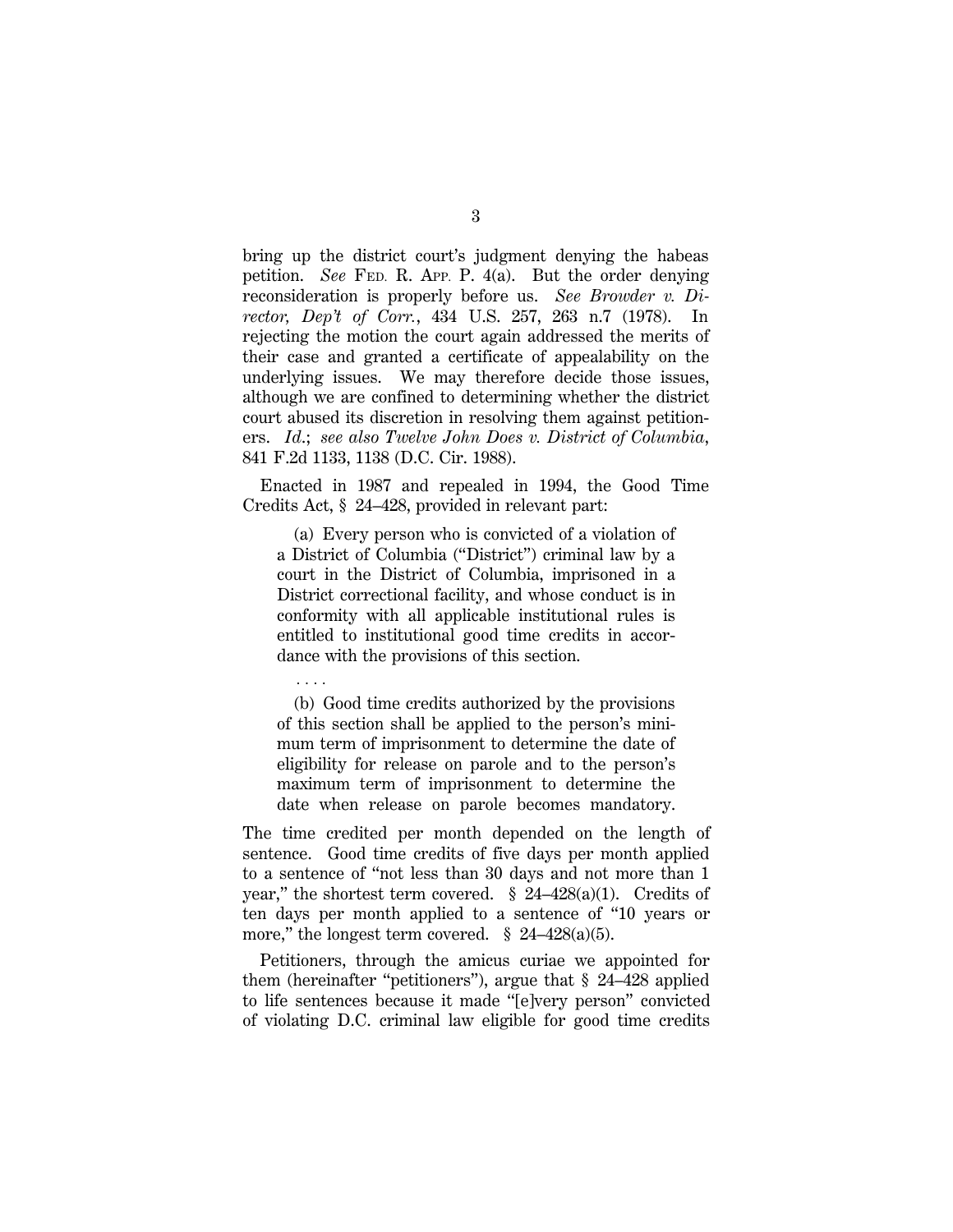bring up the district court's judgment denying the habeas petition. *See* FED. R. APP. P. 4(a). But the order denying reconsideration is properly before us. *See Browder v. Director, Dep't of Corr.*, 434 U.S. 257, 263 n.7 (1978). In rejecting the motion the court again addressed the merits of their case and granted a certificate of appealability on the underlying issues. We may therefore decide those issues, although we are confined to determining whether the district court abused its discretion in resolving them against petitioners. *Id.*; *see also Twelve John Does v. District of Columbia*, 841 F.2d 1133, 1138 (D.C. Cir. 1988).

Enacted in 1987 and repealed in 1994, the Good Time Credits Act, § 24–428, provided in relevant part:

> (a) Every person who is convicted of a violation of a District of Columbia ("District") criminal law by a court in the District of Columbia, imprisoned in a District correctional facility, and whose conduct is in conformity with all applicable institutional rules is entitled to institutional good time credits in accordance with the provisions of this section.
>
> . . . .
>
> (b) Good time credits authorized by the provisions of this section shall be applied to the person's minimum term of imprisonment to determine the date of eligibility for release on parole and to the person's maximum term of imprisonment to determine the date when release on parole becomes mandatory.

The time credited per month depended on the length of sentence. Good time credits of five days per month applied to a sentence of "not less than 30 days and not more than 1 year," the shortest term covered. § 24–428(a)(1). Credits of ten days per month applied to a sentence of "10 years or more," the longest term covered. § 24–428(a)(5).

Petitioners, through the amicus curiae we appointed for them (hereinafter "petitioners"), argue that § 24–428 applied to life sentences because it made "[e]very person" convicted of violating D.C. criminal law eligible for good time credits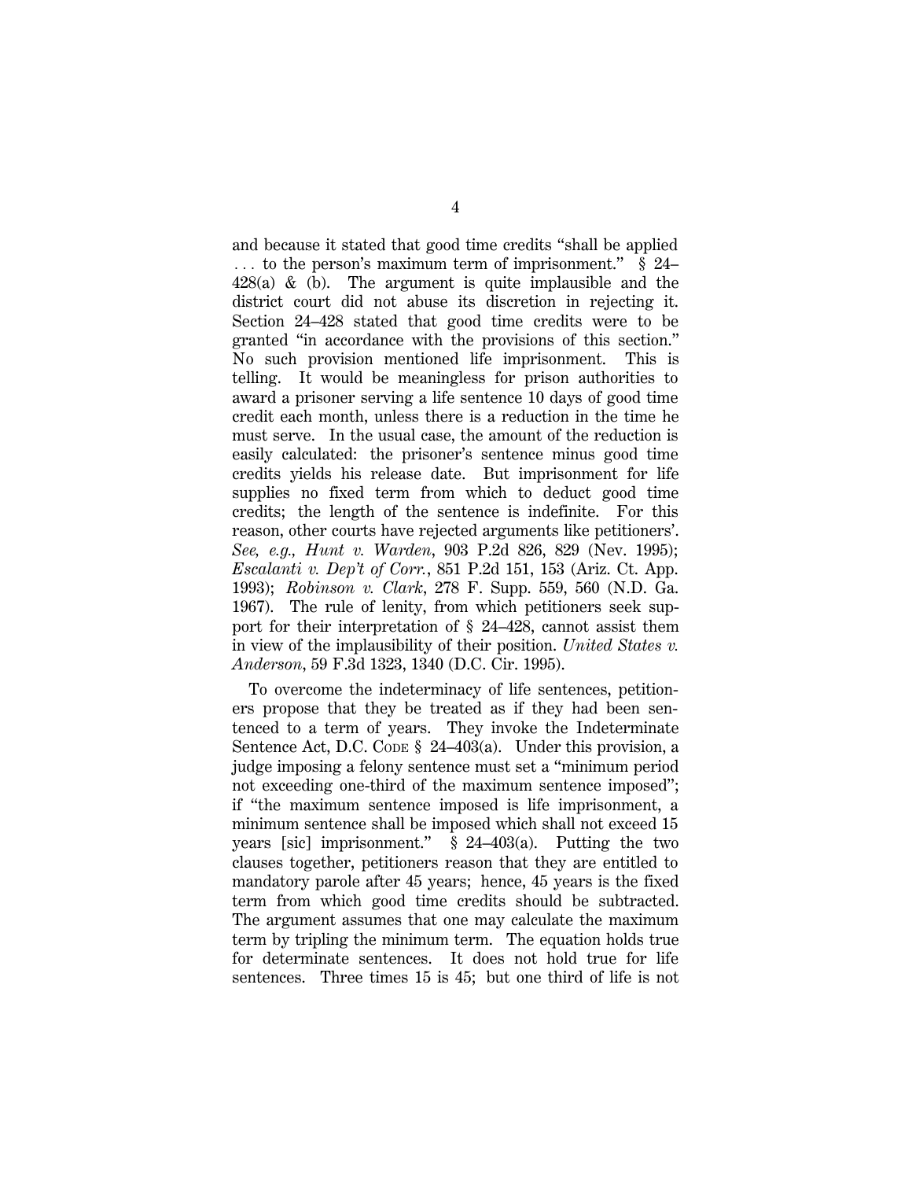and because it stated that good time credits "shall be applied . . . to the person's maximum term of imprisonment." § 24–428(a) & (b). The argument is quite implausible and the district court did not abuse its discretion in rejecting it. Section 24–428 stated that good time credits were to be granted "in accordance with the provisions of this section." No such provision mentioned life imprisonment. This is telling. It would be meaningless for prison authorities to award a prisoner serving a life sentence 10 days of good time credit each month, unless there is a reduction in the time he must serve. In the usual case, the amount of the reduction is easily calculated: the prisoner's sentence minus good time credits yields his release date. But imprisonment for life supplies no fixed term from which to deduct good time credits; the length of the sentence is indefinite. For this reason, other courts have rejected arguments like petitioners'. *See, e.g., Hunt v. Warden*, 903 P.2d 826, 829 (Nev. 1995); *Escalanti v. Dep't of Corr.*, 851 P.2d 151, 153 (Ariz. Ct. App. 1993); *Robinson v. Clark*, 278 F. Supp. 559, 560 (N.D. Ga. 1967). The rule of lenity, from which petitioners seek support for their interpretation of § 24–428, cannot assist them in view of the implausibility of their position. *United States v. Anderson*, 59 F.3d 1323, 1340 (D.C. Cir. 1995).

To overcome the indeterminacy of life sentences, petitioners propose that they be treated as if they had been sentenced to a term of years. They invoke the Indeterminate Sentence Act, D.C. CODE § 24–403(a). Under this provision, a judge imposing a felony sentence must set a "minimum period not exceeding one-third of the maximum sentence imposed"; if "the maximum sentence imposed is life imprisonment, a minimum sentence shall be imposed which shall not exceed 15 years [sic] imprisonment." § 24–403(a). Putting the two clauses together, petitioners reason that they are entitled to mandatory parole after 45 years; hence, 45 years is the fixed term from which good time credits should be subtracted. The argument assumes that one may calculate the maximum term by tripling the minimum term. The equation holds true for determinate sentences. It does not hold true for life sentences. Three times 15 is 45; but one third of life is not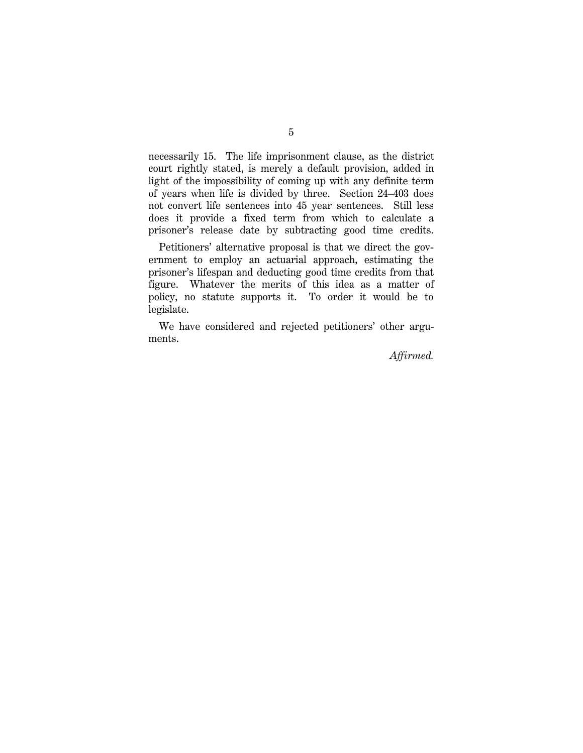necessarily 15. The life imprisonment clause, as the district court rightly stated, is merely a default provision, added in light of the impossibility of coming up with any definite term of years when life is divided by three. Section 24–403 does not convert life sentences into 45 year sentences. Still less does it provide a fixed term from which to calculate a prisoner's release date by subtracting good time credits.

Petitioners' alternative proposal is that we direct the government to employ an actuarial approach, estimating the prisoner's lifespan and deducting good time credits from that figure. Whatever the merits of this idea as a matter of policy, no statute supports it. To order it would be to legislate.

We have considered and rejected petitioners' other arguments.

*Affirmed.*